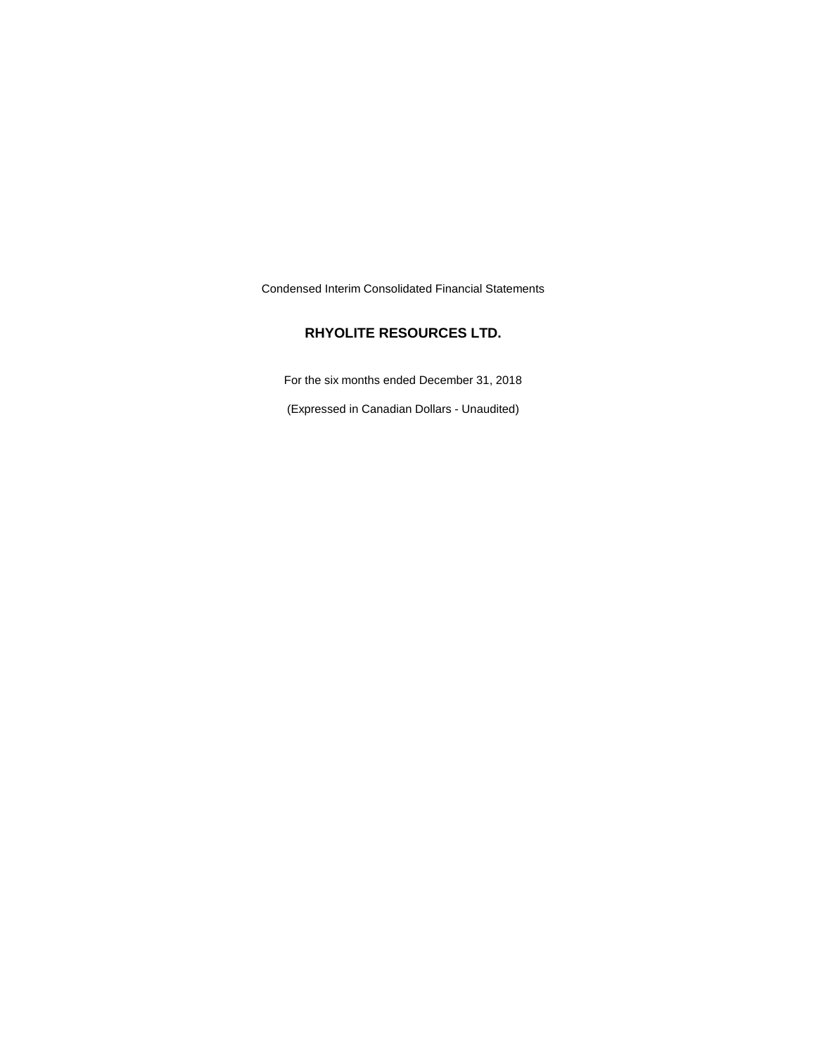Condensed Interim Consolidated Financial Statements

# RHYOLITE RESOURCES LTD.

For the six months ended December 31, 2018

(Expressed in Canadian Dollars - Unaudited)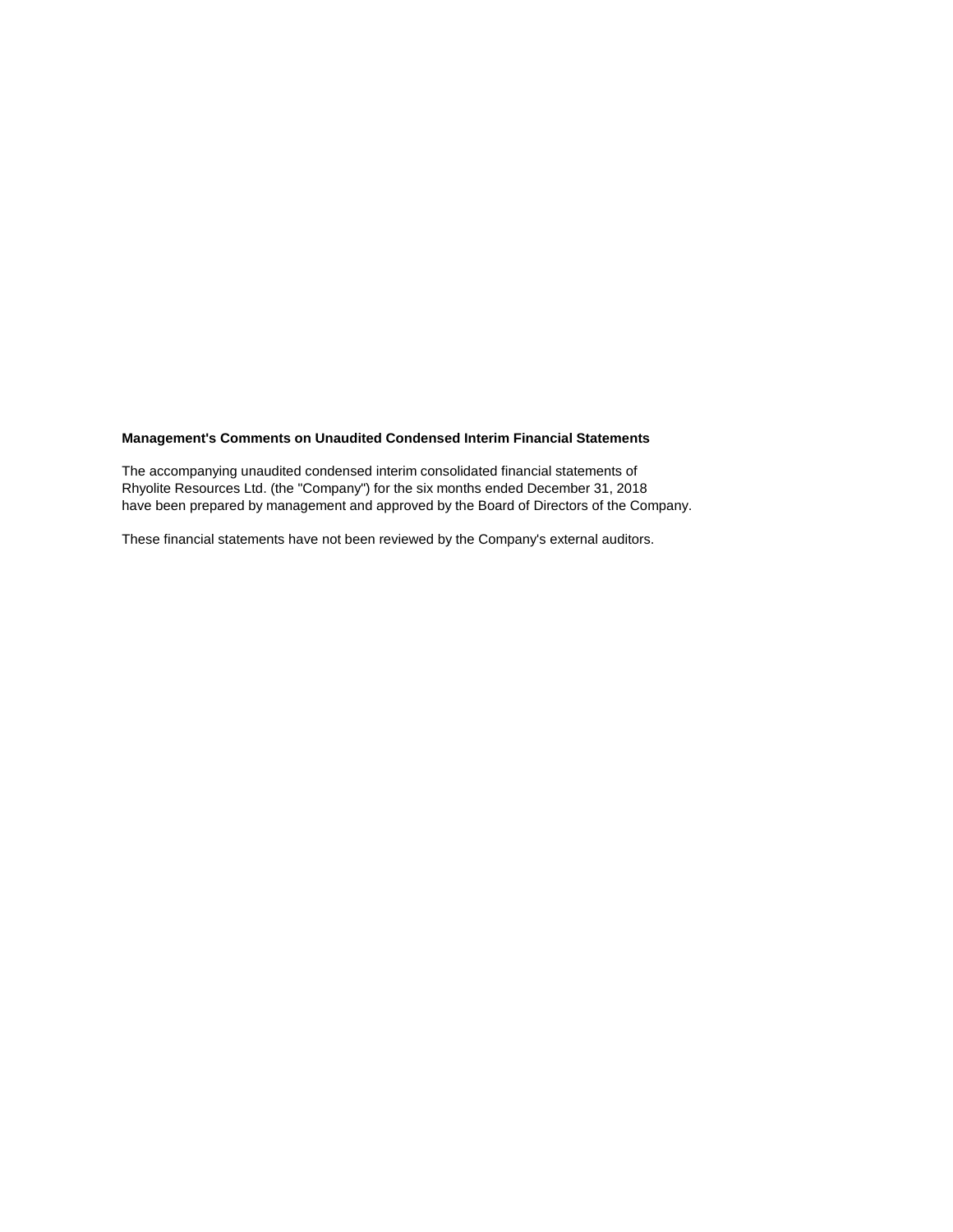**Management's Comments on Unaudited Condensed Interim Financial Statements**

The accompanying unaudited condensed interim consolidated financial statements of Rhyolite Resources Ltd. (the "Company") for the six months ended December 31, 2018 have been prepared by management and approved by the Board of Directors of the Company.

These financial statements have not been reviewed by the Company's external auditors.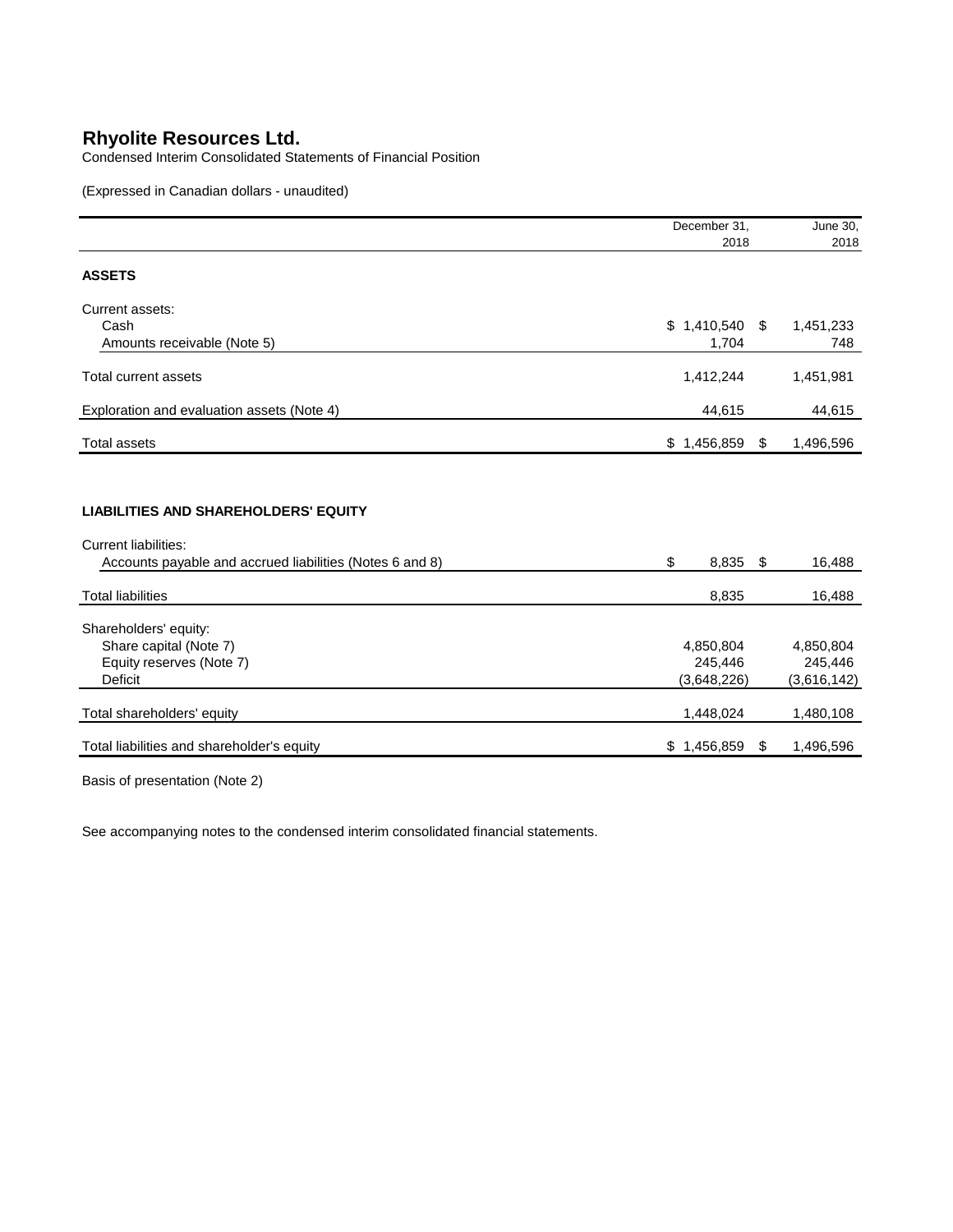# Rhyolite Resources Ltd.

Condensed Interim Consolidated Statements of Financial Position

(Expressed in Canadian dollars - unaudited)

| | December 31, 2018 | June 30, 2018 |
|---|---|---|
| **ASSETS** | | |
| Current assets: | | |
| Cash | $ 1,410,540 | $ 1,451,233 |
| Amounts receivable (Note 5) | 1,704 | 748 |
| Total current assets | 1,412,244 | 1,451,981 |
| Exploration and evaluation assets (Note 4) | 44,615 | 44,615 |
| Total assets | $ 1,456,859 | $ 1,496,596 |
| **LIABILITIES AND SHAREHOLDERS' EQUITY** | | |
| Current liabilities: | | |
| Accounts payable and accrued liabilities (Notes 6 and 8) | $ 8,835 | $ 16,488 |
| Total liabilities | 8,835 | 16,488 |
| Shareholders' equity: | | |
| Share capital (Note 7) | 4,850,804 | 4,850,804 |
| Equity reserves (Note 7) | 245,446 | 245,446 |
| Deficit | (3,648,226) | (3,616,142) |
| Total shareholders' equity | 1,448,024 | 1,480,108 |
| Total liabilities and shareholder's equity | $ 1,456,859 | $ 1,496,596 |

Basis of presentation (Note 2)

See accompanying notes to the condensed interim consolidated financial statements.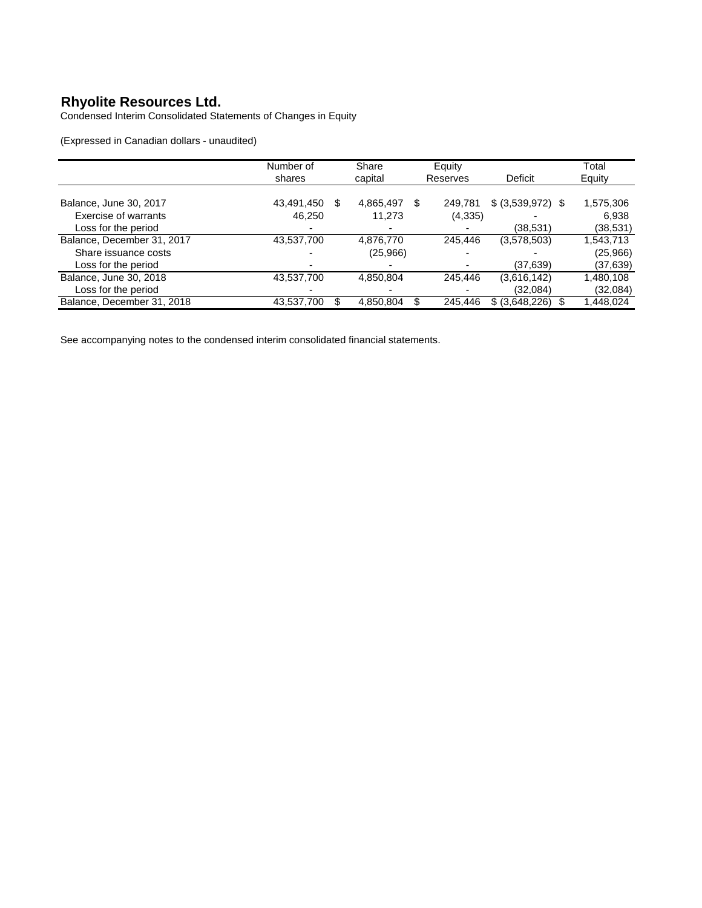# Rhyolite Resources Ltd.

Condensed Interim Consolidated Statements of Changes in Equity

(Expressed in Canadian dollars - unaudited)

| | Number of shares | Share capital | Equity Reserves | Deficit | Total Equity |
|---|---|---|---|---|---|
| Balance, June 30, 2017 | 43,491,450 | $ 4,865,497 | $ 249,781 | $ (3,539,972) | $ 1,575,306 |
| Exercise of warrants | 46,250 | 11,273 | (4,335) | - | 6,938 |
| Loss for the period | - | - | - | (38,531) | (38,531) |
| Balance, December 31, 2017 | 43,537,700 | 4,876,770 | 245,446 | (3,578,503) | 1,543,713 |
| Share issuance costs | - | (25,966) | - | - | (25,966) |
| Loss for the period | - | - | - | (37,639) | (37,639) |
| Balance, June 30, 2018 | 43,537,700 | 4,850,804 | 245,446 | (3,616,142) | 1,480,108 |
| Loss for the period | - | - | - | (32,084) | (32,084) |
| Balance, December 31, 2018 | 43,537,700 | $ 4,850,804 | $ 245,446 | $ (3,648,226) | $ 1,448,024 |

See accompanying notes to the condensed interim consolidated financial statements.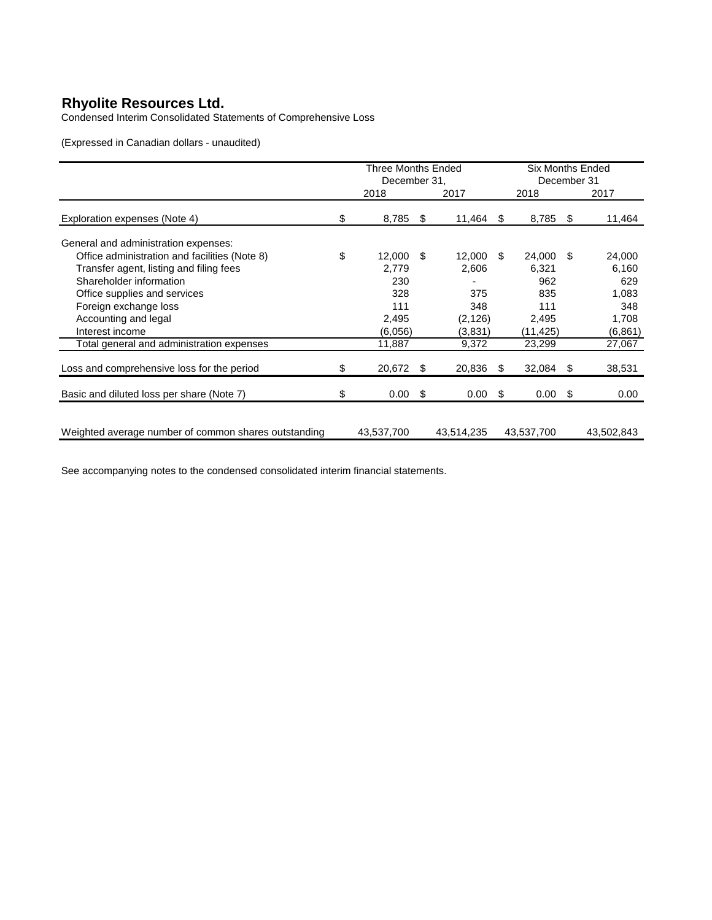# Rhyolite Resources Ltd.

Condensed Interim Consolidated Statements of Comprehensive Loss

(Expressed in Canadian dollars - unaudited)

| | Three Months Ended December 31, | | Six Months Ended December 31 | |
|---|---|---|---|---|
| | 2018 | 2017 | 2018 | 2017 |
| Exploration expenses (Note 4) | $ 8,785 | $ 11,464 | $ 8,785 | $ 11,464 |
| General and administration expenses: | | | | |
| Office administration and facilities (Note 8) | $ 12,000 | $ 12,000 | $ 24,000 | $ 24,000 |
| Transfer agent, listing and filing fees | 2,779 | 2,606 | 6,321 | 6,160 |
| Shareholder information | 230 | - | 962 | 629 |
| Office supplies and services | 328 | 375 | 835 | 1,083 |
| Foreign exchange loss | 111 | 348 | 111 | 348 |
| Accounting and legal | 2,495 | (2,126) | 2,495 | 1,708 |
| Interest income | (6,056) | (3,831) | (11,425) | (6,861) |
| Total general and administration expenses | 11,887 | 9,372 | 23,299 | 27,067 |
| Loss and comprehensive loss for the period | $ 20,672 | $ 20,836 | $ 32,084 | $ 38,531 |
| Basic and diluted loss per share (Note 7) | $ 0.00 | $ 0.00 | $ 0.00 | $ 0.00 |
| Weighted average number of common shares outstanding | 43,537,700 | 43,514,235 | 43,537,700 | 43,502,843 |

See accompanying notes to the condensed consolidated interim financial statements.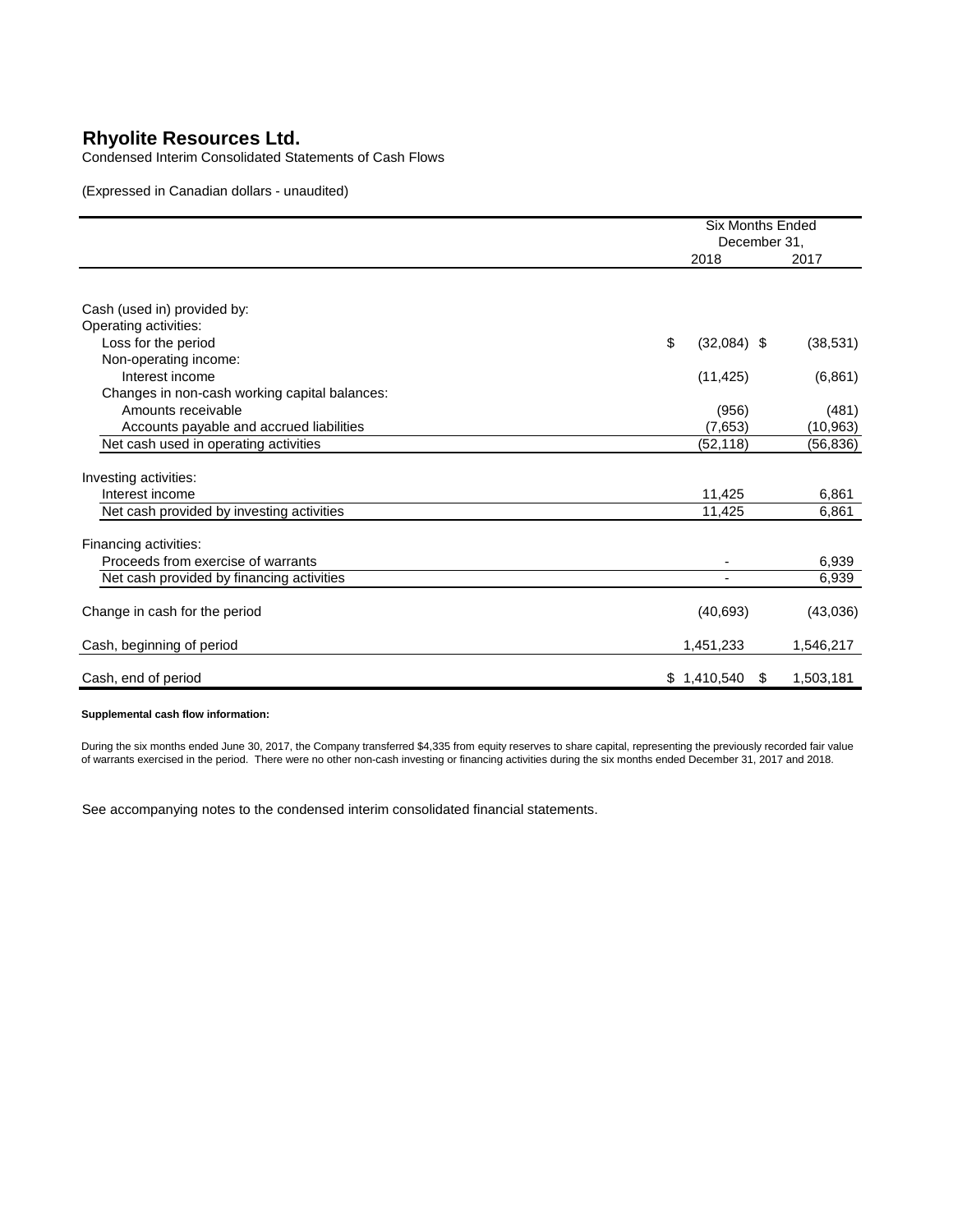# Rhyolite Resources Ltd.

Condensed Interim Consolidated Statements of Cash Flows

(Expressed in Canadian dollars - unaudited)

| | Six Months Ended December 31, | |
|---|---|---|
| | 2018 | 2017 |
| Cash (used in) provided by: | | |
| Operating activities: | | |
| Loss for the period | $ (32,084) | $ (38,531) |
| Non-operating income: | | |
| Interest income | (11,425) | (6,861) |
| Changes in non-cash working capital balances: | | |
| Amounts receivable | (956) | (481) |
| Accounts payable and accrued liabilities | (7,653) | (10,963) |
| Net cash used in operating activities | (52,118) | (56,836) |
| Investing activities: | | |
| Interest income | 11,425 | 6,861 |
| Net cash provided by investing activities | 11,425 | 6,861 |
| Financing activities: | | |
| Proceeds from exercise of warrants | - | 6,939 |
| Net cash provided by financing activities | - | 6,939 |
| Change in cash for the period | (40,693) | (43,036) |
| Cash, beginning of period | 1,451,233 | 1,546,217 |
| Cash, end of period | $ 1,410,540 | $ 1,503,181 |

**Supplemental cash flow information:**

During the six months ended June 30, 2017, the Company transferred $4,335 from equity reserves to share capital, representing the previously recorded fair value of warrants exercised in the period. There were no other non-cash investing or financing activities during the six months ended December 31, 2017 and 2018.

See accompanying notes to the condensed interim consolidated financial statements.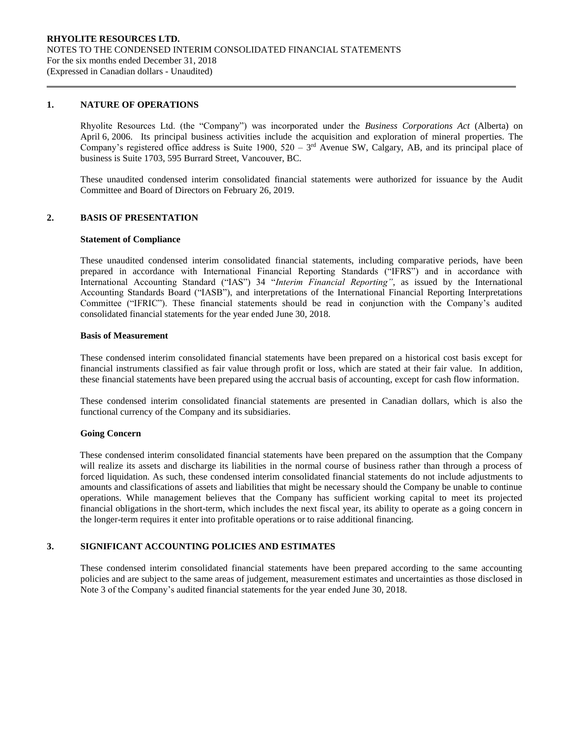## 1. NATURE OF OPERATIONS

Rhyolite Resources Ltd. (the "Company") was incorporated under the *Business Corporations Act* (Alberta) on April 6, 2006. Its principal business activities include the acquisition and exploration of mineral properties. The Company's registered office address is Suite 1900, 520 – 3rd Avenue SW, Calgary, AB, and its principal place of business is Suite 1703, 595 Burrard Street, Vancouver, BC.

These unaudited condensed interim consolidated financial statements were authorized for issuance by the Audit Committee and Board of Directors on February 26, 2019.

## 2. BASIS OF PRESENTATION

### Statement of Compliance

These unaudited condensed interim consolidated financial statements, including comparative periods, have been prepared in accordance with International Financial Reporting Standards ("IFRS") and in accordance with International Accounting Standard ("IAS") 34 "*Interim Financial Reporting"*, as issued by the International Accounting Standards Board ("IASB"), and interpretations of the International Financial Reporting Interpretations Committee ("IFRIC"). These financial statements should be read in conjunction with the Company's audited consolidated financial statements for the year ended June 30, 2018.

### Basis of Measurement

These condensed interim consolidated financial statements have been prepared on a historical cost basis except for financial instruments classified as fair value through profit or loss, which are stated at their fair value. In addition, these financial statements have been prepared using the accrual basis of accounting, except for cash flow information.

These condensed interim consolidated financial statements are presented in Canadian dollars, which is also the functional currency of the Company and its subsidiaries.

### Going Concern

These condensed interim consolidated financial statements have been prepared on the assumption that the Company will realize its assets and discharge its liabilities in the normal course of business rather than through a process of forced liquidation. As such, these condensed interim consolidated financial statements do not include adjustments to amounts and classifications of assets and liabilities that might be necessary should the Company be unable to continue operations. While management believes that the Company has sufficient working capital to meet its projected financial obligations in the short-term, which includes the next fiscal year, its ability to operate as a going concern in the longer-term requires it enter into profitable operations or to raise additional financing.

## 3. SIGNIFICANT ACCOUNTING POLICIES AND ESTIMATES

These condensed interim consolidated financial statements have been prepared according to the same accounting policies and are subject to the same areas of judgement, measurement estimates and uncertainties as those disclosed in Note 3 of the Company's audited financial statements for the year ended June 30, 2018.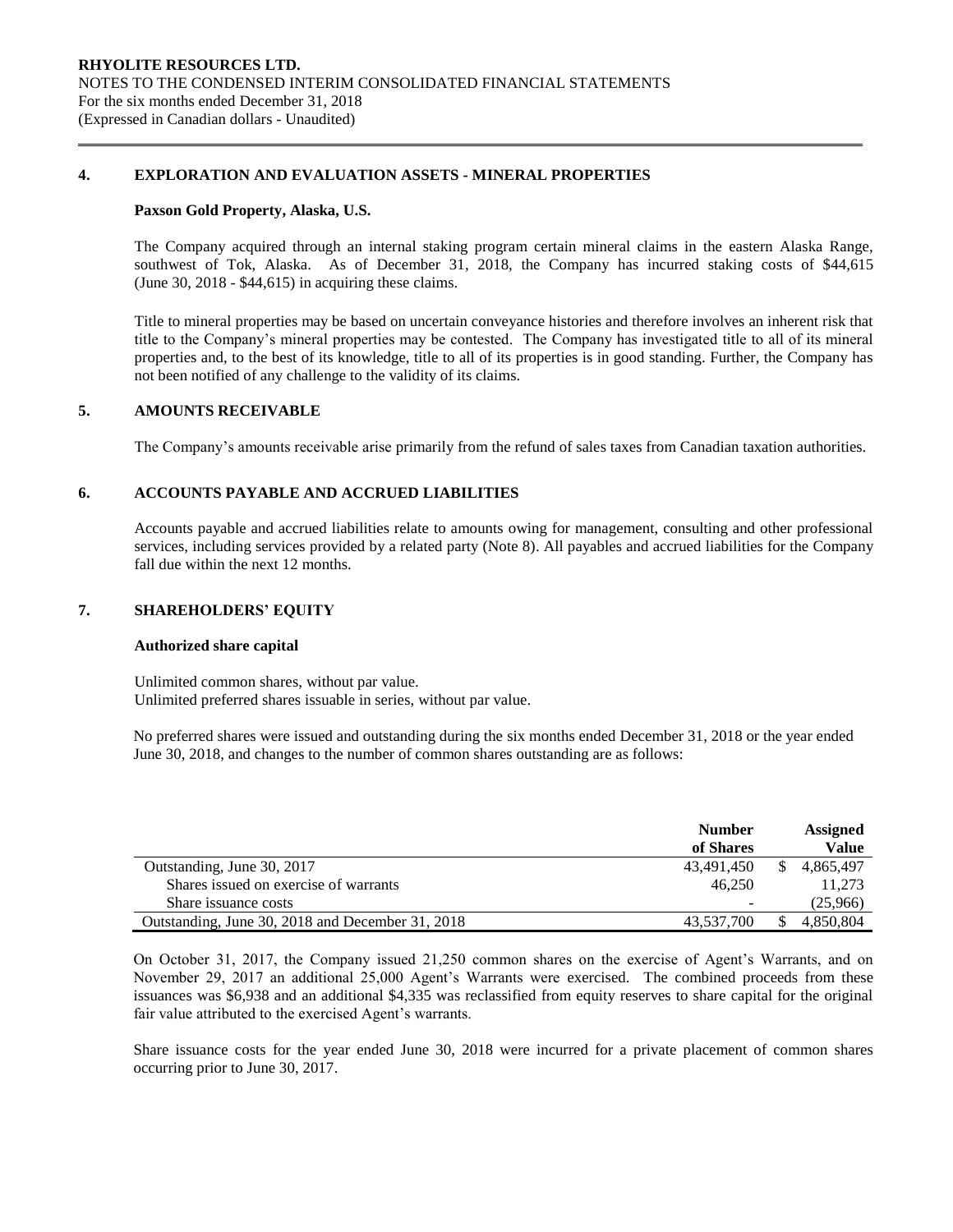## 4. EXPLORATION AND EVALUATION ASSETS - MINERAL PROPERTIES

**Paxson Gold Property, Alaska, U.S.**

The Company acquired through an internal staking program certain mineral claims in the eastern Alaska Range, southwest of Tok, Alaska. As of December 31, 2018, the Company has incurred staking costs of $44,615 (June 30, 2018 - $44,615) in acquiring these claims.

Title to mineral properties may be based on uncertain conveyance histories and therefore involves an inherent risk that title to the Company's mineral properties may be contested. The Company has investigated title to all of its mineral properties and, to the best of its knowledge, title to all of its properties is in good standing. Further, the Company has not been notified of any challenge to the validity of its claims.

## 5. AMOUNTS RECEIVABLE

The Company's amounts receivable arise primarily from the refund of sales taxes from Canadian taxation authorities.

## 6. ACCOUNTS PAYABLE AND ACCRUED LIABILITIES

Accounts payable and accrued liabilities relate to amounts owing for management, consulting and other professional services, including services provided by a related party (Note 8). All payables and accrued liabilities for the Company fall due within the next 12 months.

## 7. SHAREHOLDERS' EQUITY

**Authorized share capital**

Unlimited common shares, without par value.
Unlimited preferred shares issuable in series, without par value.

No preferred shares were issued and outstanding during the six months ended December 31, 2018 or the year ended June 30, 2018, and changes to the number of common shares outstanding are as follows:

| | Number of Shares | Assigned Value |
|---|---|---|
| Outstanding, June 30, 2017 | 43,491,450 | $ 4,865,497 |
| Shares issued on exercise of warrants | 46,250 | 11,273 |
| Share issuance costs | - | (25,966) |
| Outstanding, June 30, 2018 and December 31, 2018 | 43,537,700 | $ 4,850,804 |

On October 31, 2017, the Company issued 21,250 common shares on the exercise of Agent's Warrants, and on November 29, 2017 an additional 25,000 Agent's Warrants were exercised. The combined proceeds from these issuances was $6,938 and an additional $4,335 was reclassified from equity reserves to share capital for the original fair value attributed to the exercised Agent's warrants.

Share issuance costs for the year ended June 30, 2018 were incurred for a private placement of common shares occurring prior to June 30, 2017.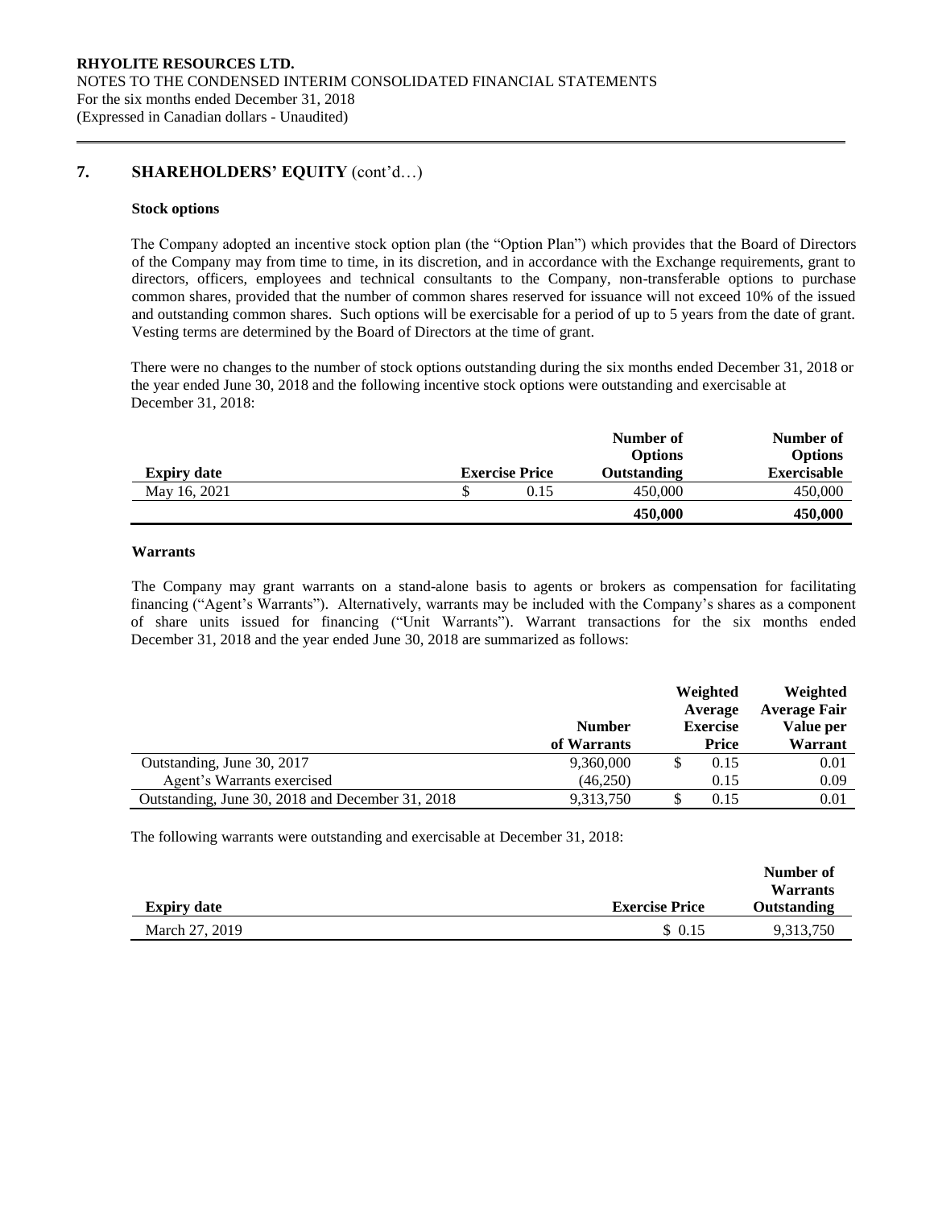## 7. SHAREHOLDERS' EQUITY (cont'd…)

### Stock options

The Company adopted an incentive stock option plan (the "Option Plan") which provides that the Board of Directors of the Company may from time to time, in its discretion, and in accordance with the Exchange requirements, grant to directors, officers, employees and technical consultants to the Company, non-transferable options to purchase common shares, provided that the number of common shares reserved for issuance will not exceed 10% of the issued and outstanding common shares. Such options will be exercisable for a period of up to 5 years from the date of grant. Vesting terms are determined by the Board of Directors at the time of grant.

There were no changes to the number of stock options outstanding during the six months ended December 31, 2018 or the year ended June 30, 2018 and the following incentive stock options were outstanding and exercisable at December 31, 2018:

| Expiry date | Exercise Price | Number of Options Outstanding | Number of Options Exercisable |
|---|---|---|---|
| May 16, 2021 | $ 0.15 | 450,000 | 450,000 |
| | | **450,000** | **450,000** |

### Warrants

The Company may grant warrants on a stand-alone basis to agents or brokers as compensation for facilitating financing ("Agent's Warrants"). Alternatively, warrants may be included with the Company's shares as a component of share units issued for financing ("Unit Warrants"). Warrant transactions for the six months ended December 31, 2018 and the year ended June 30, 2018 are summarized as follows:

| | Number of Warrants | Weighted Average Exercise Price | Weighted Average Fair Value per Warrant |
|---|---|---|---|
| Outstanding, June 30, 2017 | 9,360,000 | $ 0.15 | 0.01 |
| Agent's Warrants exercised | (46,250) | 0.15 | 0.09 |
| Outstanding, June 30, 2018 and December 31, 2018 | 9,313,750 | $ 0.15 | 0.01 |

The following warrants were outstanding and exercisable at December 31, 2018:

| Expiry date | Exercise Price | Number of Warrants Outstanding |
|---|---|---|
| March 27, 2019 | $ 0.15 | 9,313,750 |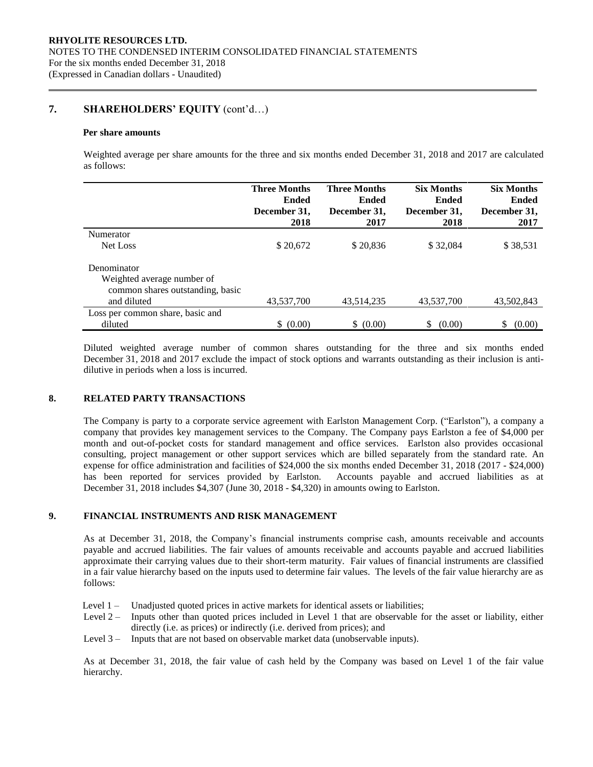## 7. SHAREHOLDERS' EQUITY (cont'd…)

**Per share amounts**

Weighted average per share amounts for the three and six months ended December 31, 2018 and 2017 are calculated as follows:

| | Three Months Ended December 31, 2018 | Three Months Ended December 31, 2017 | Six Months Ended December 31, 2018 | Six Months Ended December 31, 2017 |
|---|---|---|---|---|
| Numerator | | | | |
| Net Loss | $ 20,672 | $ 20,836 | $ 32,084 | $ 38,531 |
| Denominator | | | | |
| Weighted average number of common shares outstanding, basic and diluted | 43,537,700 | 43,514,235 | 43,537,700 | 43,502,843 |
| Loss per common share, basic and diluted | $ (0.00) | $ (0.00) | $ (0.00) | $ (0.00) |

Diluted weighted average number of common shares outstanding for the three and six months ended December 31, 2018 and 2017 exclude the impact of stock options and warrants outstanding as their inclusion is anti-dilutive in periods when a loss is incurred.

## 8. RELATED PARTY TRANSACTIONS

The Company is party to a corporate service agreement with Earlston Management Corp. ("Earlston"), a company a company that provides key management services to the Company. The Company pays Earlston a fee of $4,000 per month and out-of-pocket costs for standard management and office services. Earlston also provides occasional consulting, project management or other support services which are billed separately from the standard rate. An expense for office administration and facilities of $24,000 the six months ended December 31, 2018 (2017 - $24,000) has been reported for services provided by Earlston. Accounts payable and accrued liabilities as at December 31, 2018 includes $4,307 (June 30, 2018 - $4,320) in amounts owing to Earlston.

## 9. FINANCIAL INSTRUMENTS AND RISK MANAGEMENT

As at December 31, 2018, the Company's financial instruments comprise cash, amounts receivable and accounts payable and accrued liabilities. The fair values of amounts receivable and accounts payable and accrued liabilities approximate their carrying values due to their short-term maturity. Fair values of financial instruments are classified in a fair value hierarchy based on the inputs used to determine fair values. The levels of the fair value hierarchy are as follows:

- Level 1 – Unadjusted quoted prices in active markets for identical assets or liabilities;
- Level 2 – Inputs other than quoted prices included in Level 1 that are observable for the asset or liability, either directly (i.e. as prices) or indirectly (i.e. derived from prices); and
- Level 3 – Inputs that are not based on observable market data (unobservable inputs).

As at December 31, 2018, the fair value of cash held by the Company was based on Level 1 of the fair value hierarchy.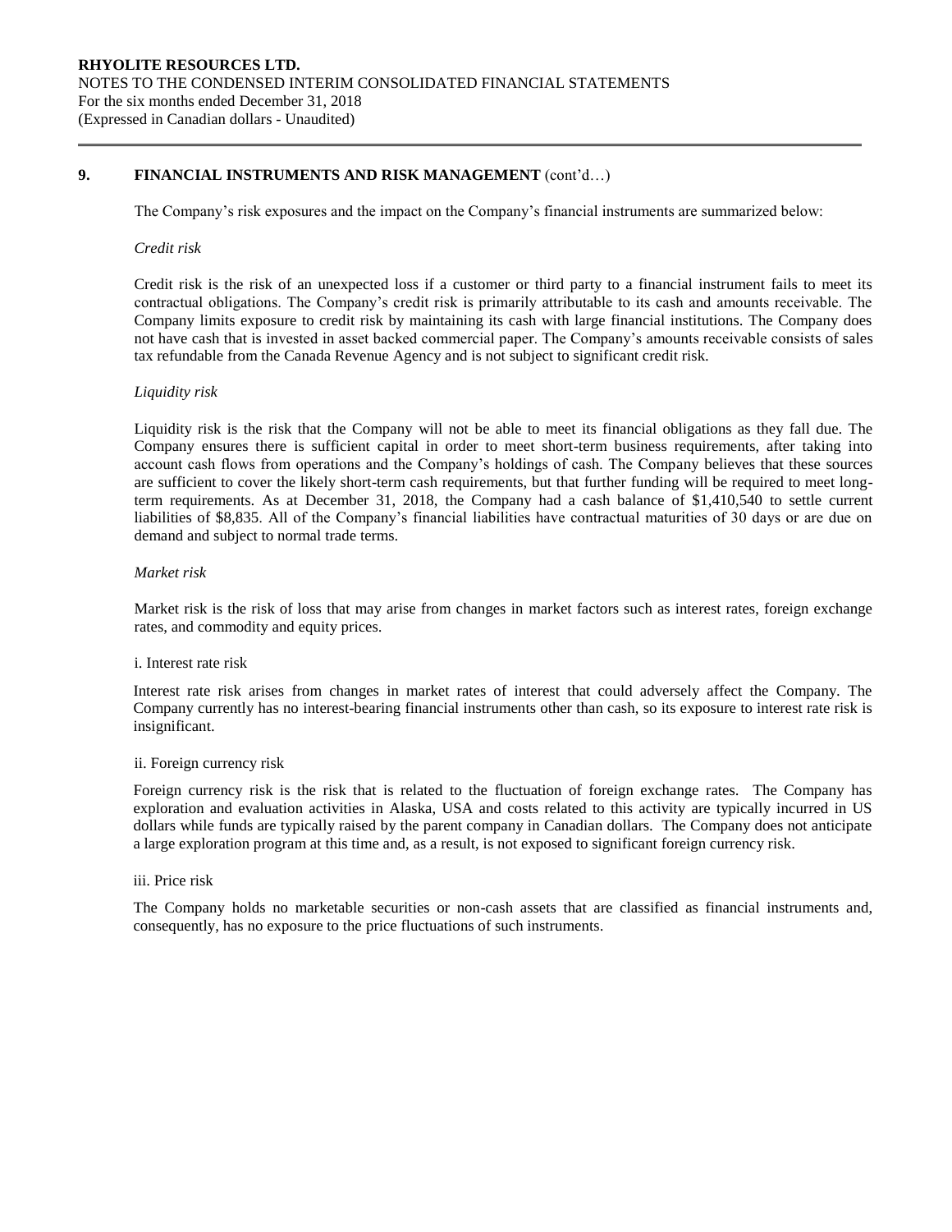## 9. FINANCIAL INSTRUMENTS AND RISK MANAGEMENT (cont'd…)

The Company's risk exposures and the impact on the Company's financial instruments are summarized below:

*Credit risk*

Credit risk is the risk of an unexpected loss if a customer or third party to a financial instrument fails to meet its contractual obligations. The Company's credit risk is primarily attributable to its cash and amounts receivable. The Company limits exposure to credit risk by maintaining its cash with large financial institutions. The Company does not have cash that is invested in asset backed commercial paper. The Company's amounts receivable consists of sales tax refundable from the Canada Revenue Agency and is not subject to significant credit risk.

*Liquidity risk*

Liquidity risk is the risk that the Company will not be able to meet its financial obligations as they fall due. The Company ensures there is sufficient capital in order to meet short-term business requirements, after taking into account cash flows from operations and the Company's holdings of cash. The Company believes that these sources are sufficient to cover the likely short-term cash requirements, but that further funding will be required to meet long-term requirements. As at December 31, 2018, the Company had a cash balance of $1,410,540 to settle current liabilities of $8,835. All of the Company's financial liabilities have contractual maturities of 30 days or are due on demand and subject to normal trade terms.

*Market risk*

Market risk is the risk of loss that may arise from changes in market factors such as interest rates, foreign exchange rates, and commodity and equity prices.

i. Interest rate risk

Interest rate risk arises from changes in market rates of interest that could adversely affect the Company. The Company currently has no interest-bearing financial instruments other than cash, so its exposure to interest rate risk is insignificant.

ii. Foreign currency risk

Foreign currency risk is the risk that is related to the fluctuation of foreign exchange rates. The Company has exploration and evaluation activities in Alaska, USA and costs related to this activity are typically incurred in US dollars while funds are typically raised by the parent company in Canadian dollars. The Company does not anticipate a large exploration program at this time and, as a result, is not exposed to significant foreign currency risk.

iii. Price risk

The Company holds no marketable securities or non-cash assets that are classified as financial instruments and, consequently, has no exposure to the price fluctuations of such instruments.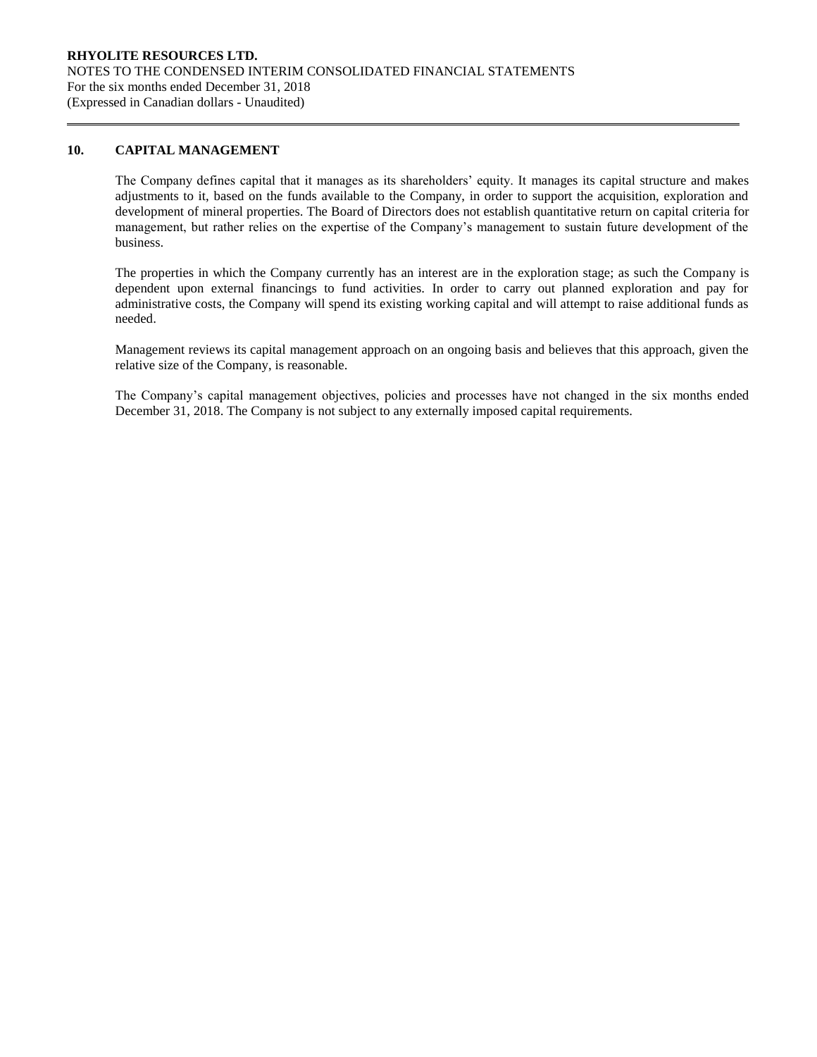## 10. CAPITAL MANAGEMENT

The Company defines capital that it manages as its shareholders' equity. It manages its capital structure and makes adjustments to it, based on the funds available to the Company, in order to support the acquisition, exploration and development of mineral properties. The Board of Directors does not establish quantitative return on capital criteria for management, but rather relies on the expertise of the Company's management to sustain future development of the business.

The properties in which the Company currently has an interest are in the exploration stage; as such the Company is dependent upon external financings to fund activities. In order to carry out planned exploration and pay for administrative costs, the Company will spend its existing working capital and will attempt to raise additional funds as needed.

Management reviews its capital management approach on an ongoing basis and believes that this approach, given the relative size of the Company, is reasonable.

The Company's capital management objectives, policies and processes have not changed in the six months ended December 31, 2018. The Company is not subject to any externally imposed capital requirements.